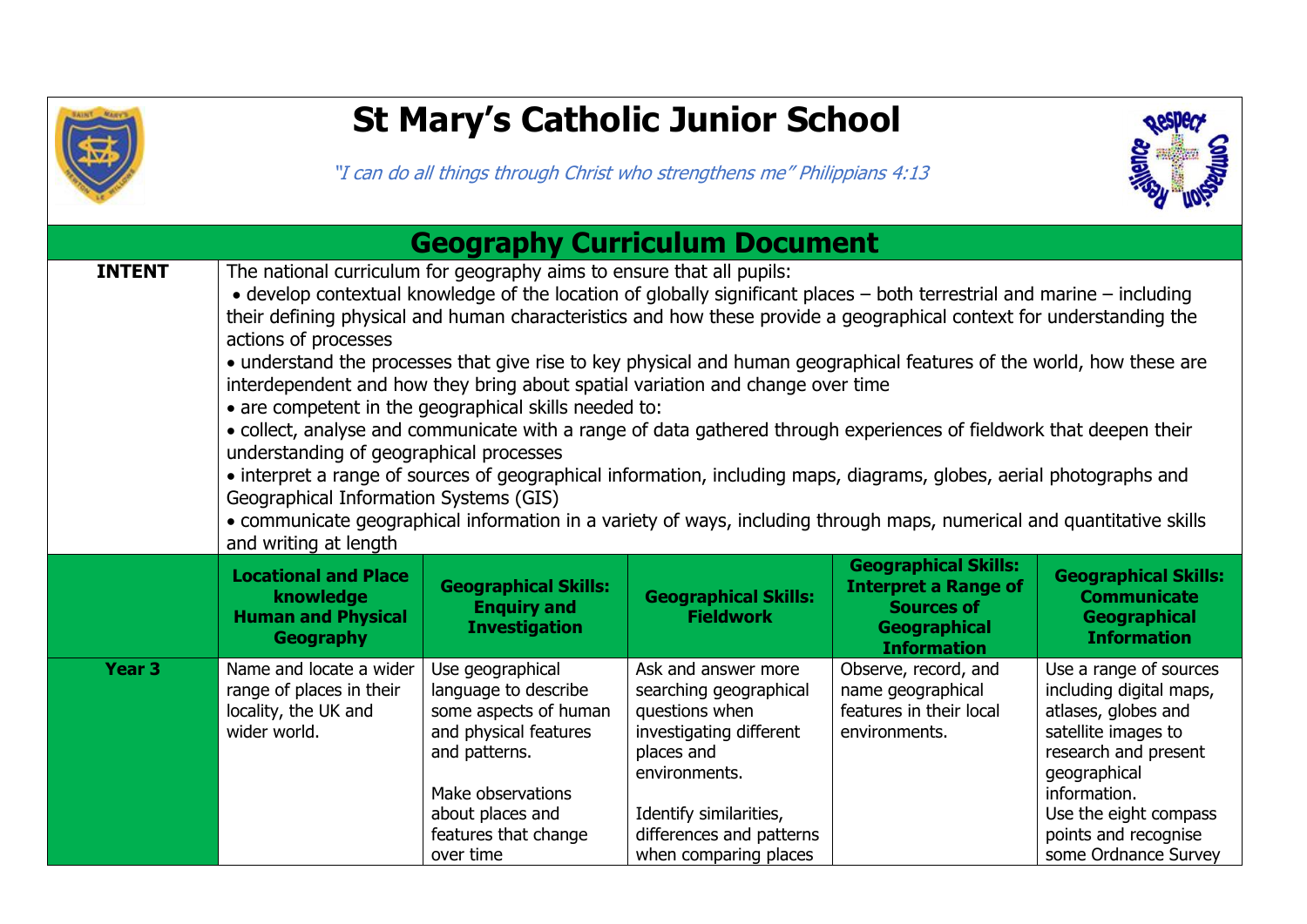# St Mary's Catholic Junior School

*"I can do all things through Christ who strengthens me" Philippians 4:13*

## Geography Curriculum Document

| | | | | | |
|---|---|---|---|---|---|
| **INTENT** | The national curriculum for geography aims to ensure that all pupils:<br>• develop contextual knowledge of the location of globally significant places – both terrestrial and marine – including their defining physical and human characteristics and how these provide a geographical context for understanding the actions of processes<br>• understand the processes that give rise to key physical and human geographical features of the world, how these are interdependent and how they bring about spatial variation and change over time<br>• are competent in the geographical skills needed to:<br>• collect, analyse and communicate with a range of data gathered through experiences of fieldwork that deepen their understanding of geographical processes<br>• interpret a range of sources of geographical information, including maps, diagrams, globes, aerial photographs and Geographical Information Systems (GIS)<br>• communicate geographical information in a variety of ways, including through maps, numerical and quantitative skills and writing at length | | | | |
| | **Locational and Place knowledge Human and Physical Geography** | **Geographical Skills: Enquiry and Investigation** | **Geographical Skills: Fieldwork** | **Geographical Skills: Interpret a Range of Sources of Geographical Information** | **Geographical Skills: Communicate Geographical Information** |
| **Year 3** | Name and locate a wider range of places in their locality, the UK and wider world. | Use geographical language to describe some aspects of human and physical features and patterns.<br><br>Make observations about places and features that change over time | Ask and answer more searching geographical questions when investigating different places and environments.<br><br>Identify similarities, differences and patterns when comparing places | Observe, record, and name geographical features in their local environments. | Use a range of sources including digital maps, atlases, globes and satellite images to research and present geographical information.<br>Use the eight compass points and recognise some Ordnance Survey |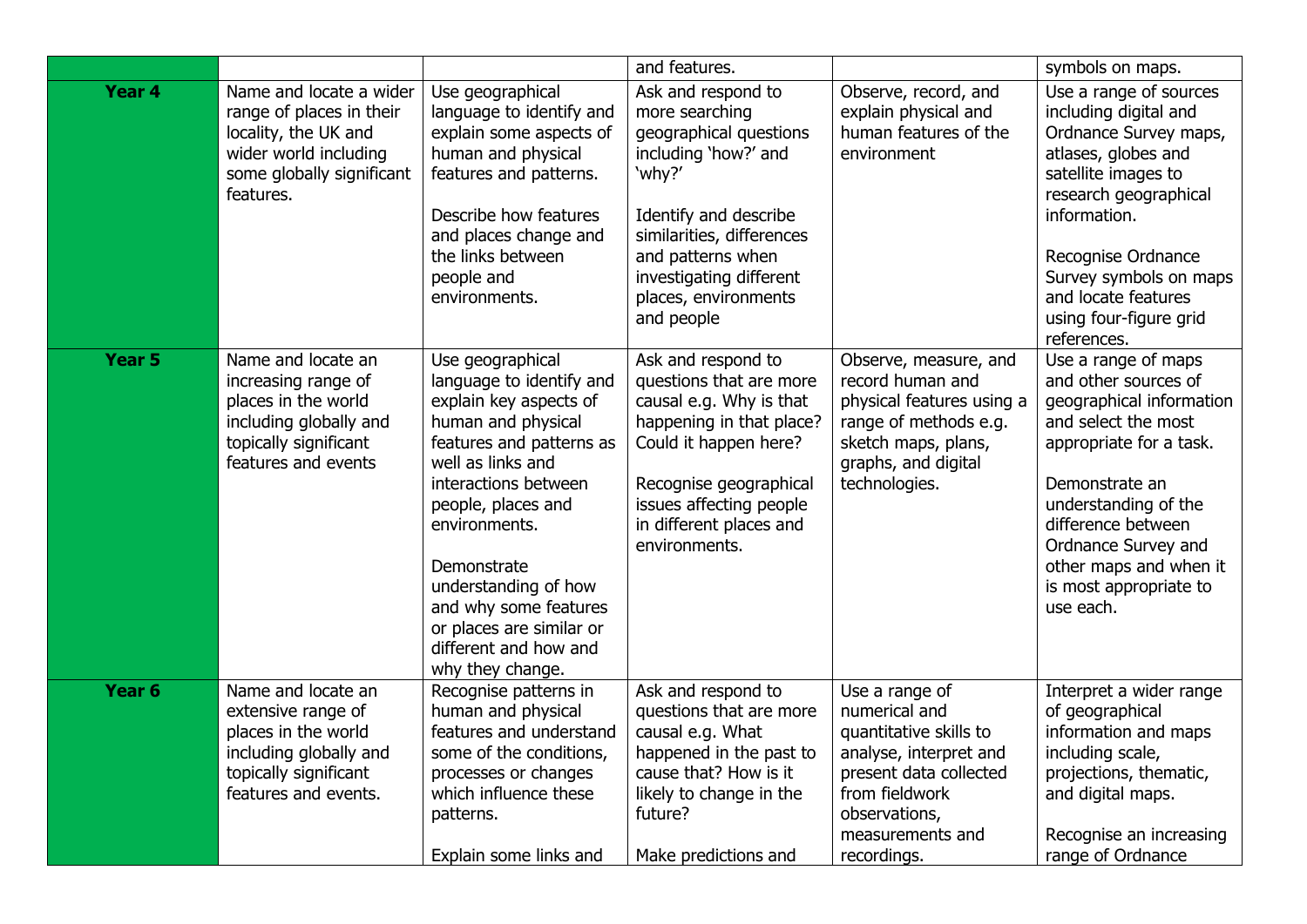| | | | | | |
|---|---|---|---|---|---|
| | | | and features. | | symbols on maps. |
| **Year 4** | Name and locate a wider range of places in their locality, the UK and wider world including some globally significant features. | Use geographical language to identify and explain some aspects of human and physical features and patterns.<br><br>Describe how features and places change and the links between people and environments. | Ask and respond to more searching geographical questions including 'how?' and 'why?'<br><br>Identify and describe similarities, differences and patterns when investigating different places, environments and people | Observe, record, and explain physical and human features of the environment | Use a range of sources including digital and Ordnance Survey maps, atlases, globes and satellite images to research geographical information.<br><br>Recognise Ordnance Survey symbols on maps and locate features using four-figure grid references. |
| **Year 5** | Name and locate an increasing range of places in the world including globally and topically significant features and events | Use geographical language to identify and explain key aspects of human and physical features and patterns as well as links and interactions between people, places and environments.<br><br>Demonstrate understanding of how and why some features or places are similar or different and how and why they change. | Ask and respond to questions that are more causal e.g. Why is that happening in that place? Could it happen here?<br><br>Recognise geographical issues affecting people in different places and environments. | Observe, measure, and record human and physical features using a range of methods e.g. sketch maps, plans, graphs, and digital technologies. | Use a range of maps and other sources of geographical information and select the most appropriate for a task.<br><br>Demonstrate an understanding of the difference between Ordnance Survey and other maps and when it is most appropriate to use each. |
| **Year 6** | Name and locate an extensive range of places in the world including globally and topically significant features and events. | Recognise patterns in human and physical features and understand some of the conditions, processes or changes which influence these patterns.<br><br>Explain some links and | Ask and respond to questions that are more causal e.g. What happened in the past to cause that? How is it likely to change in the future?<br><br>Make predictions and | Use a range of numerical and quantitative skills to analyse, interpret and present data collected from fieldwork observations, measurements and recordings. | Interpret a wider range of geographical information and maps including scale, projections, thematic, and digital maps.<br><br>Recognise an increasing range of Ordnance |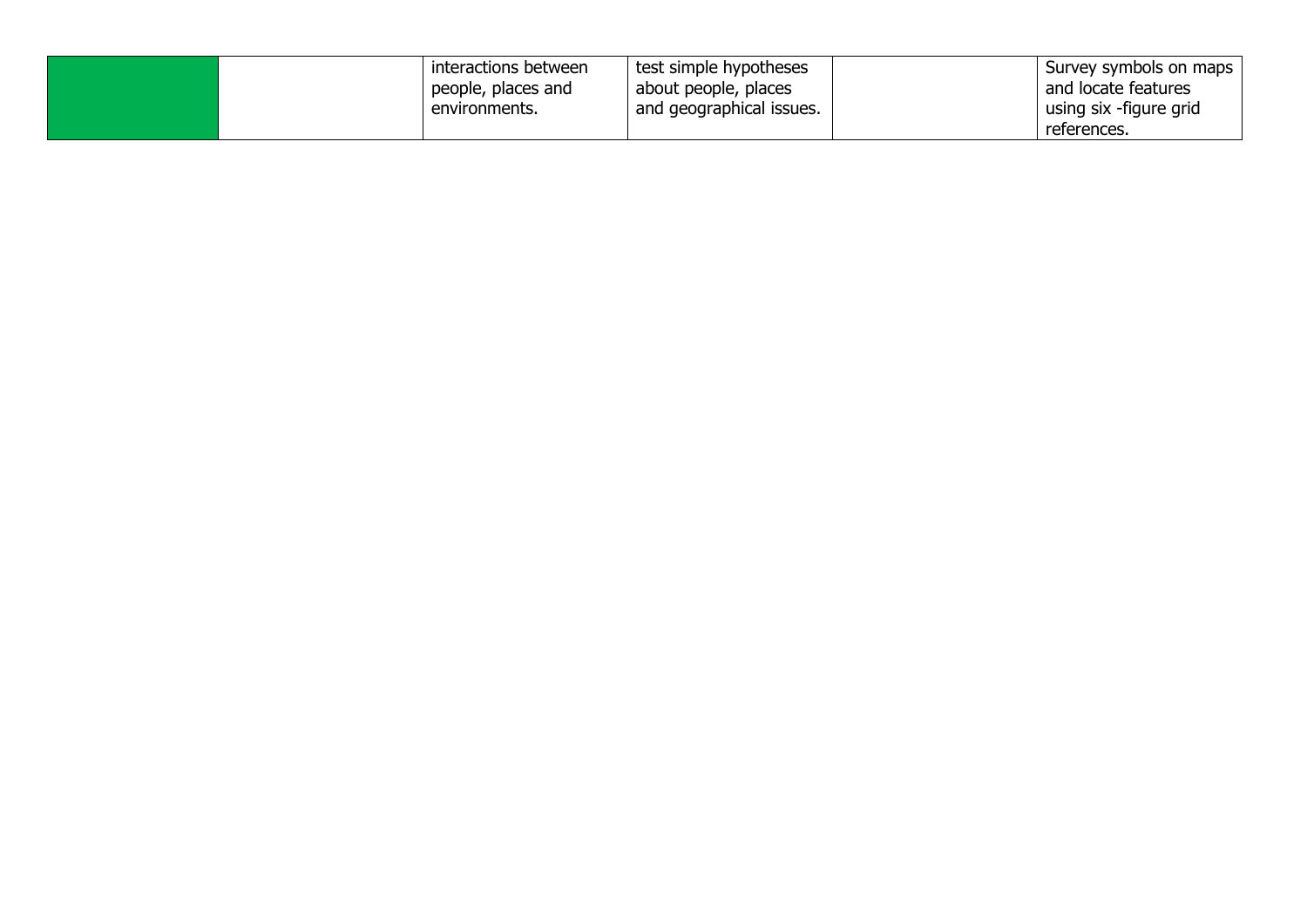| | | | | | |
|---|---|---|---|---|---|
| | | interactions between people, places and environments. | test simple hypotheses about people, places and geographical issues. | | Survey symbols on maps and locate features using six -figure grid references. |